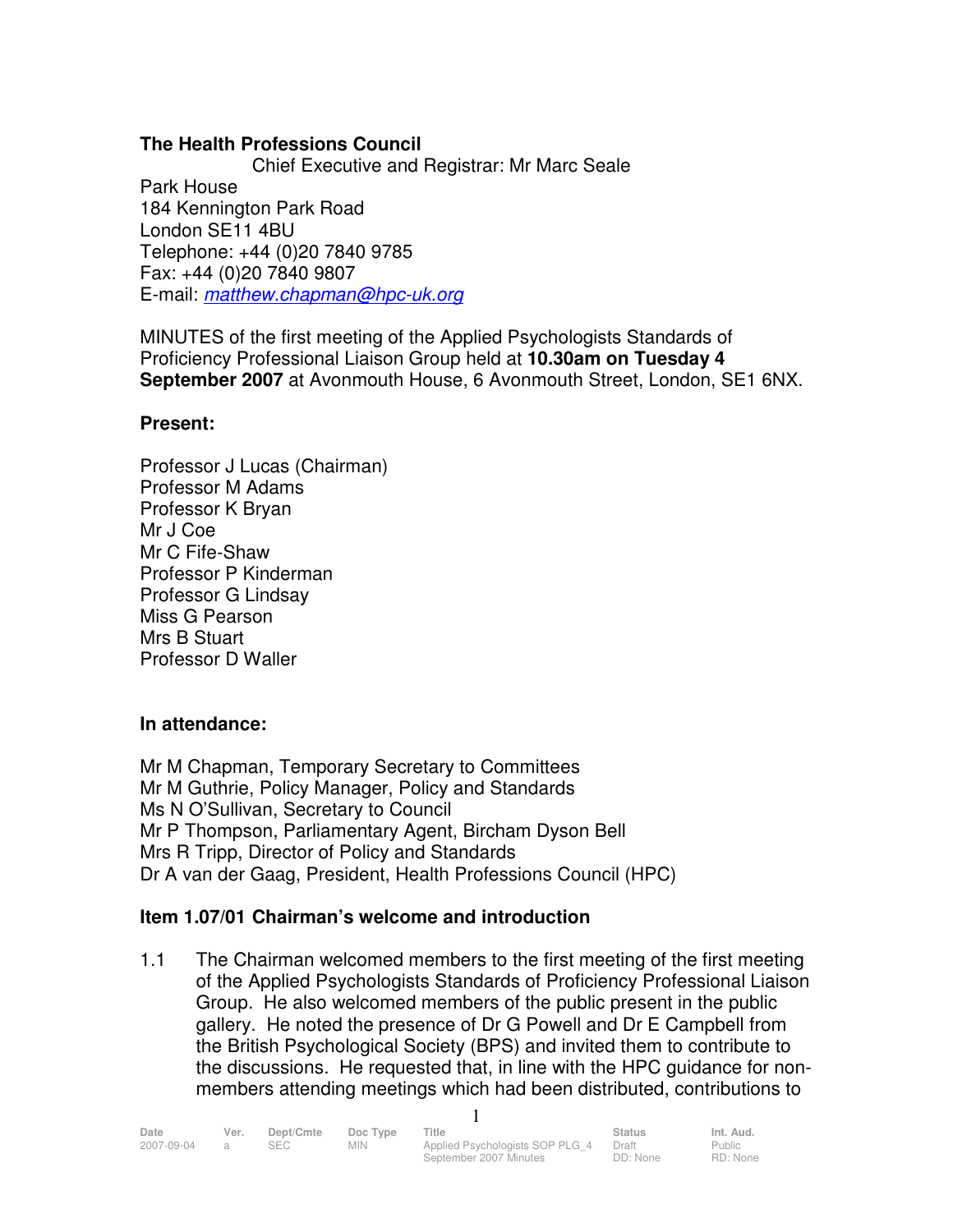**The Health Professions Council**
Chief Executive and Registrar: Mr Marc Seale
Park House
184 Kennington Park Road
London SE11 4BU
Telephone: +44 (0)20 7840 9785
Fax: +44 (0)20 7840 9807
E-mail: *matthew.chapman@hpc-uk.org*

MINUTES of the first meeting of the Applied Psychologists Standards of Proficiency Professional Liaison Group held at **10.30am on Tuesday 4 September 2007** at Avonmouth House, 6 Avonmouth Street, London, SE1 6NX.

**Present:**

Professor J Lucas (Chairman)
Professor M Adams
Professor K Bryan
Mr J Coe
Mr C Fife-Shaw
Professor P Kinderman
Professor G Lindsay
Miss G Pearson
Mrs B Stuart
Professor D Waller

**In attendance:**

Mr M Chapman, Temporary Secretary to Committees
Mr M Guthrie, Policy Manager, Policy and Standards
Ms N O'Sullivan, Secretary to Council
Mr P Thompson, Parliamentary Agent, Bircham Dyson Bell
Mrs R Tripp, Director of Policy and Standards
Dr A van der Gaag, President, Health Professions Council (HPC)

**Item 1.07/01 Chairman's welcome and introduction**

1.1 The Chairman welcomed members to the first meeting of the first meeting of the Applied Psychologists Standards of Proficiency Professional Liaison Group. He also welcomed members of the public present in the public gallery. He noted the presence of Dr G Powell and Dr E Campbell from the British Psychological Society (BPS) and invited them to contribute to the discussions. He requested that, in line with the HPC guidance for non-members attending meetings which had been distributed, contributions to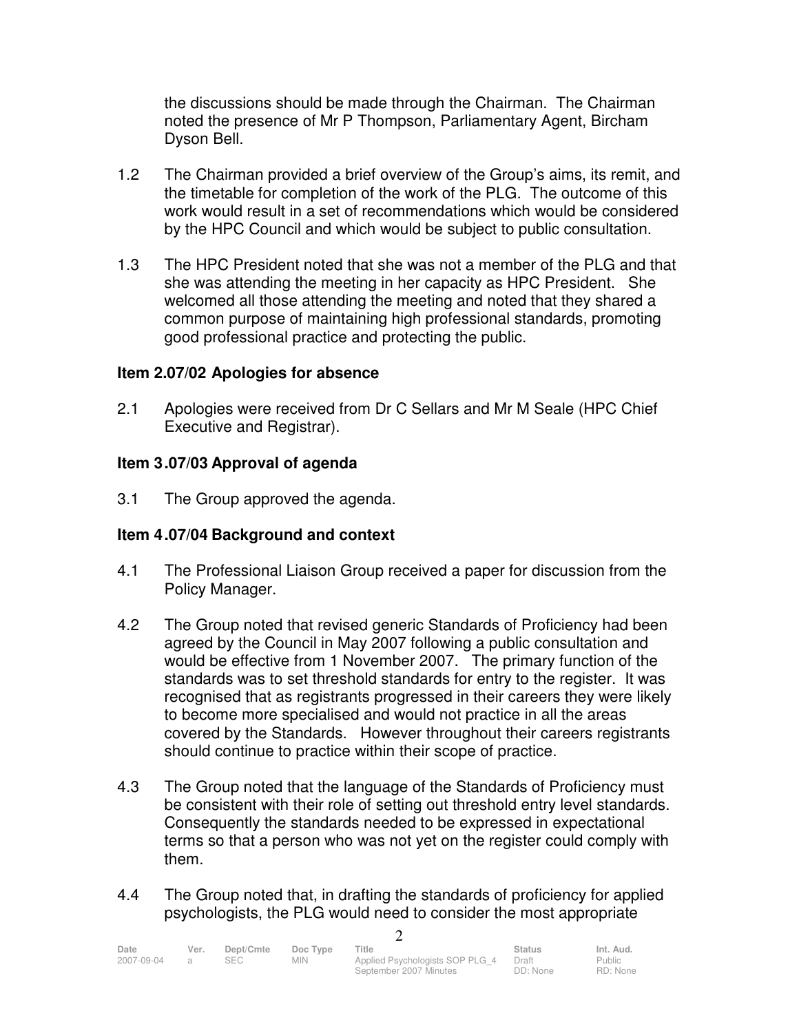the discussions should be made through the Chairman. The Chairman noted the presence of Mr P Thompson, Parliamentary Agent, Bircham Dyson Bell.

1.2 The Chairman provided a brief overview of the Group's aims, its remit, and the timetable for completion of the work of the PLG. The outcome of this work would result in a set of recommendations which would be considered by the HPC Council and which would be subject to public consultation.

1.3 The HPC President noted that she was not a member of the PLG and that she was attending the meeting in her capacity as HPC President. She welcomed all those attending the meeting and noted that they shared a common purpose of maintaining high professional standards, promoting good professional practice and protecting the public.

**Item 2.07/02 Apologies for absence**

2.1 Apologies were received from Dr C Sellars and Mr M Seale (HPC Chief Executive and Registrar).

**Item 3.07/03 Approval of agenda**

3.1 The Group approved the agenda.

**Item 4.07/04 Background and context**

4.1 The Professional Liaison Group received a paper for discussion from the Policy Manager.

4.2 The Group noted that revised generic Standards of Proficiency had been agreed by the Council in May 2007 following a public consultation and would be effective from 1 November 2007. The primary function of the standards was to set threshold standards for entry to the register. It was recognised that as registrants progressed in their careers they were likely to become more specialised and would not practice in all the areas covered by the Standards. However throughout their careers registrants should continue to practice within their scope of practice.

4.3 The Group noted that the language of the Standards of Proficiency must be consistent with their role of setting out threshold entry level standards. Consequently the standards needed to be expressed in expectational terms so that a person who was not yet on the register could comply with them.

4.4 The Group noted that, in drafting the standards of proficiency for applied psychologists, the PLG would need to consider the most appropriate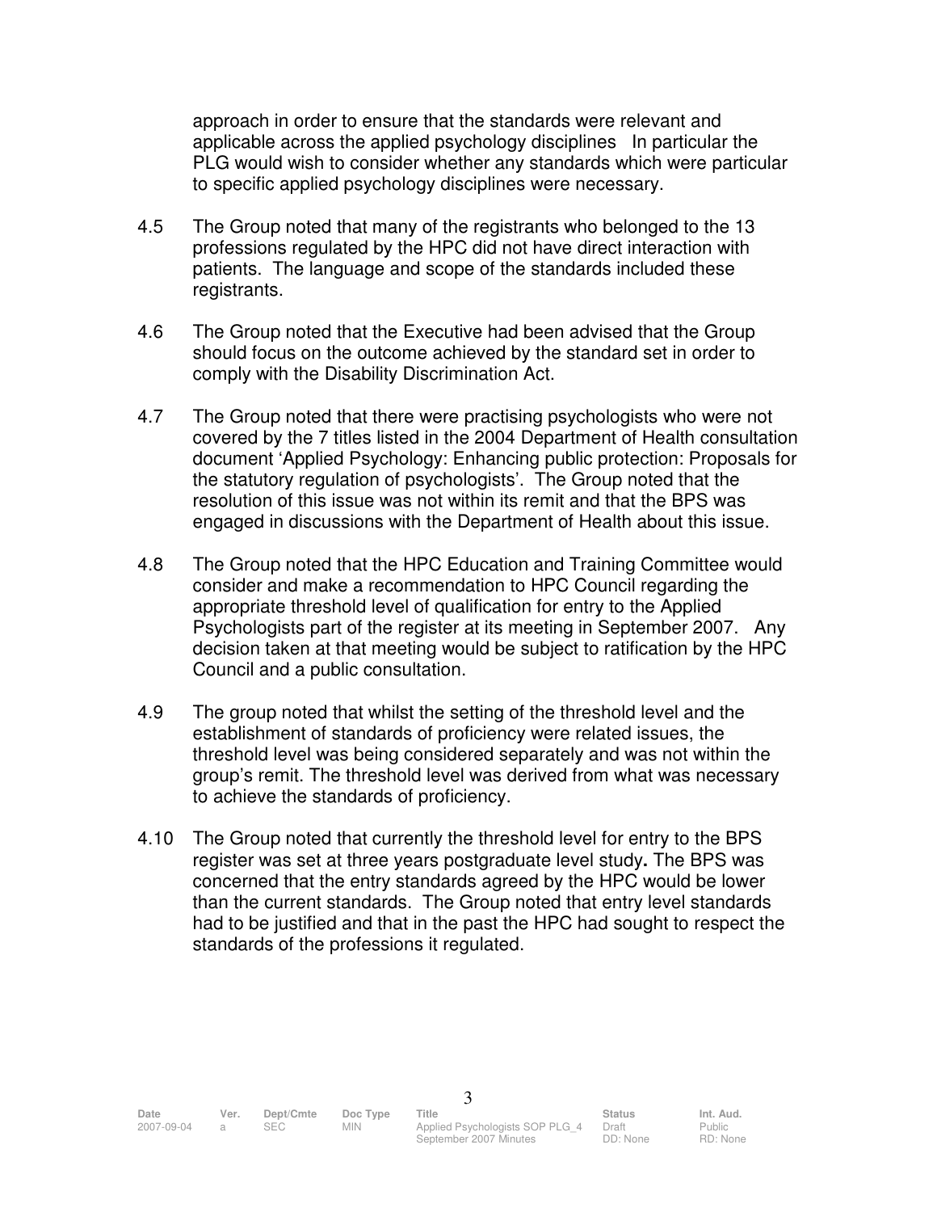approach in order to ensure that the standards were relevant and applicable across the applied psychology disciplines In particular the PLG would wish to consider whether any standards which were particular to specific applied psychology disciplines were necessary.

4.5 The Group noted that many of the registrants who belonged to the 13 professions regulated by the HPC did not have direct interaction with patients. The language and scope of the standards included these registrants.

4.6 The Group noted that the Executive had been advised that the Group should focus on the outcome achieved by the standard set in order to comply with the Disability Discrimination Act.

4.7 The Group noted that there were practising psychologists who were not covered by the 7 titles listed in the 2004 Department of Health consultation document 'Applied Psychology: Enhancing public protection: Proposals for the statutory regulation of psychologists'. The Group noted that the resolution of this issue was not within its remit and that the BPS was engaged in discussions with the Department of Health about this issue.

4.8 The Group noted that the HPC Education and Training Committee would consider and make a recommendation to HPC Council regarding the appropriate threshold level of qualification for entry to the Applied Psychologists part of the register at its meeting in September 2007. Any decision taken at that meeting would be subject to ratification by the HPC Council and a public consultation.

4.9 The group noted that whilst the setting of the threshold level and the establishment of standards of proficiency were related issues, the threshold level was being considered separately and was not within the group's remit. The threshold level was derived from what was necessary to achieve the standards of proficiency.

4.10 The Group noted that currently the threshold level for entry to the BPS register was set at three years postgraduate level study**.** The BPS was concerned that the entry standards agreed by the HPC would be lower than the current standards. The Group noted that entry level standards had to be justified and that in the past the HPC had sought to respect the standards of the professions it regulated.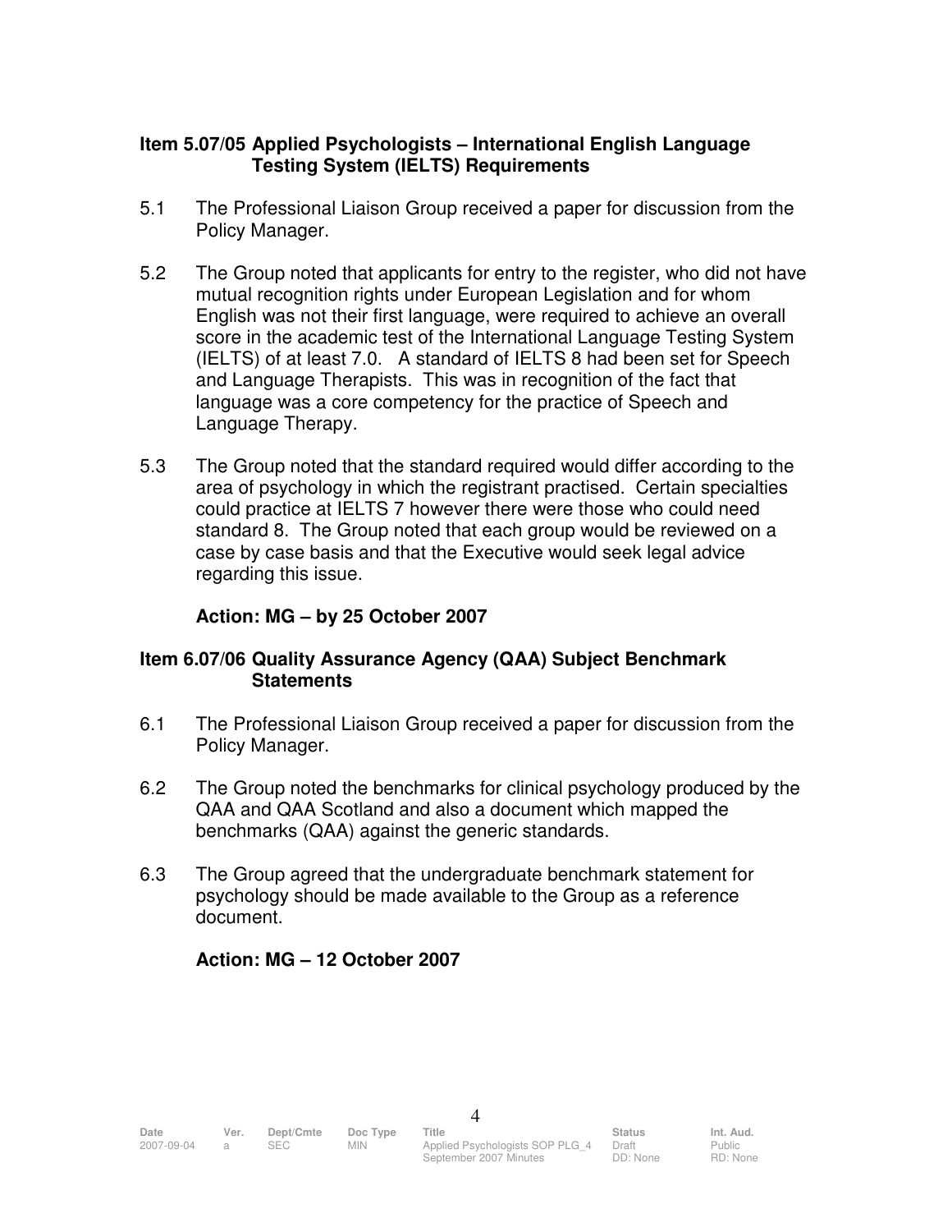**Item 5.07/05 Applied Psychologists – International English Language Testing System (IELTS) Requirements**

5.1 The Professional Liaison Group received a paper for discussion from the Policy Manager.

5.2 The Group noted that applicants for entry to the register, who did not have mutual recognition rights under European Legislation and for whom English was not their first language, were required to achieve an overall score in the academic test of the International Language Testing System (IELTS) of at least 7.0. A standard of IELTS 8 had been set for Speech and Language Therapists. This was in recognition of the fact that language was a core competency for the practice of Speech and Language Therapy.

5.3 The Group noted that the standard required would differ according to the area of psychology in which the registrant practised. Certain specialties could practice at IELTS 7 however there were those who could need standard 8. The Group noted that each group would be reviewed on a case by case basis and that the Executive would seek legal advice regarding this issue.

**Action: MG – by 25 October 2007**

**Item 6.07/06 Quality Assurance Agency (QAA) Subject Benchmark Statements**

6.1 The Professional Liaison Group received a paper for discussion from the Policy Manager.

6.2 The Group noted the benchmarks for clinical psychology produced by the QAA and QAA Scotland and also a document which mapped the benchmarks (QAA) against the generic standards.

6.3 The Group agreed that the undergraduate benchmark statement for psychology should be made available to the Group as a reference document.

**Action: MG – 12 October 2007**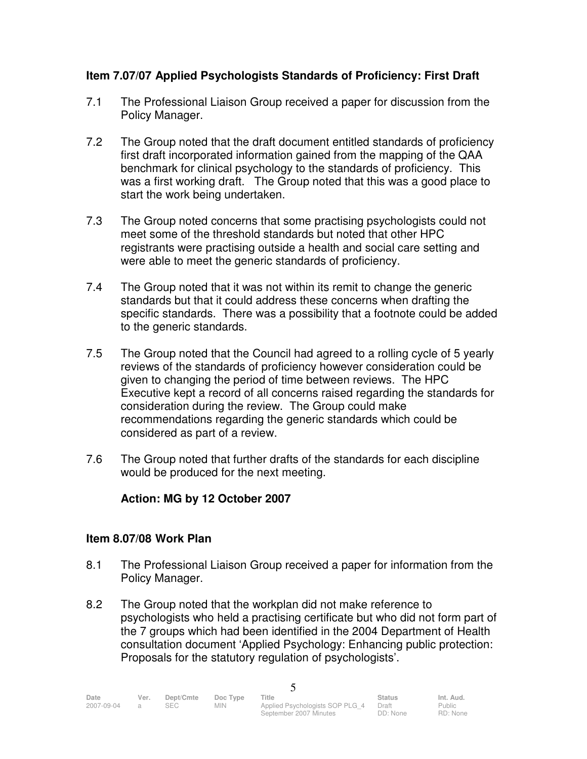**Item 7.07/07 Applied Psychologists Standards of Proficiency: First Draft**

7.1 The Professional Liaison Group received a paper for discussion from the Policy Manager.

7.2 The Group noted that the draft document entitled standards of proficiency first draft incorporated information gained from the mapping of the QAA benchmark for clinical psychology to the standards of proficiency. This was a first working draft. The Group noted that this was a good place to start the work being undertaken.

7.3 The Group noted concerns that some practising psychologists could not meet some of the threshold standards but noted that other HPC registrants were practising outside a health and social care setting and were able to meet the generic standards of proficiency.

7.4 The Group noted that it was not within its remit to change the generic standards but that it could address these concerns when drafting the specific standards. There was a possibility that a footnote could be added to the generic standards.

7.5 The Group noted that the Council had agreed to a rolling cycle of 5 yearly reviews of the standards of proficiency however consideration could be given to changing the period of time between reviews. The HPC Executive kept a record of all concerns raised regarding the standards for consideration during the review. The Group could make recommendations regarding the generic standards which could be considered as part of a review.

7.6 The Group noted that further drafts of the standards for each discipline would be produced for the next meeting.

**Action: MG by 12 October 2007**

**Item 8.07/08 Work Plan**

8.1 The Professional Liaison Group received a paper for information from the Policy Manager.

8.2 The Group noted that the workplan did not make reference to psychologists who held a practising certificate but who did not form part of the 7 groups which had been identified in the 2004 Department of Health consultation document 'Applied Psychology: Enhancing public protection: Proposals for the statutory regulation of psychologists'.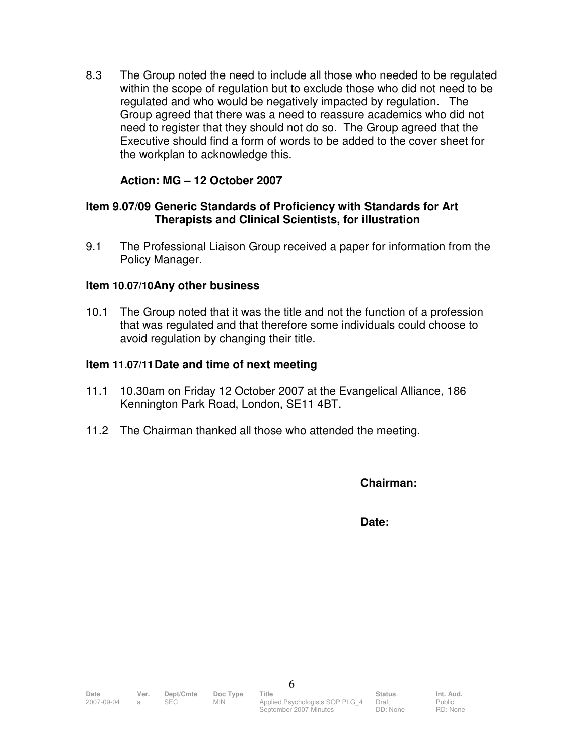8.3 The Group noted the need to include all those who needed to be regulated within the scope of regulation but to exclude those who did not need to be regulated and who would be negatively impacted by regulation. The Group agreed that there was a need to reassure academics who did not need to register that they should not do so. The Group agreed that the Executive should find a form of words to be added to the cover sheet for the workplan to acknowledge this.

**Action: MG – 12 October 2007**

**Item 9.07/09 Generic Standards of Proficiency with Standards for Art Therapists and Clinical Scientists, for illustration**

9.1 The Professional Liaison Group received a paper for information from the Policy Manager.

**Item 10.07/10 Any other business**

10.1 The Group noted that it was the title and not the function of a profession that was regulated and that therefore some individuals could choose to avoid regulation by changing their title.

**Item 11.07/11 Date and time of next meeting**

11.1 10.30am on Friday 12 October 2007 at the Evangelical Alliance, 186 Kennington Park Road, London, SE11 4BT.

11.2 The Chairman thanked all those who attended the meeting.

**Chairman:**

**Date:**

| Date | Ver. | Dept/Cmte | Doc Type | Title | Status | Int. Aud. |
| --- | --- | --- | --- | --- | --- | --- |
| 2007-09-04 | a | SEC | MIN | Applied Psychologists SOP PLG_4 September 2007 Minutes | Draft DD: None | Public RD: None |